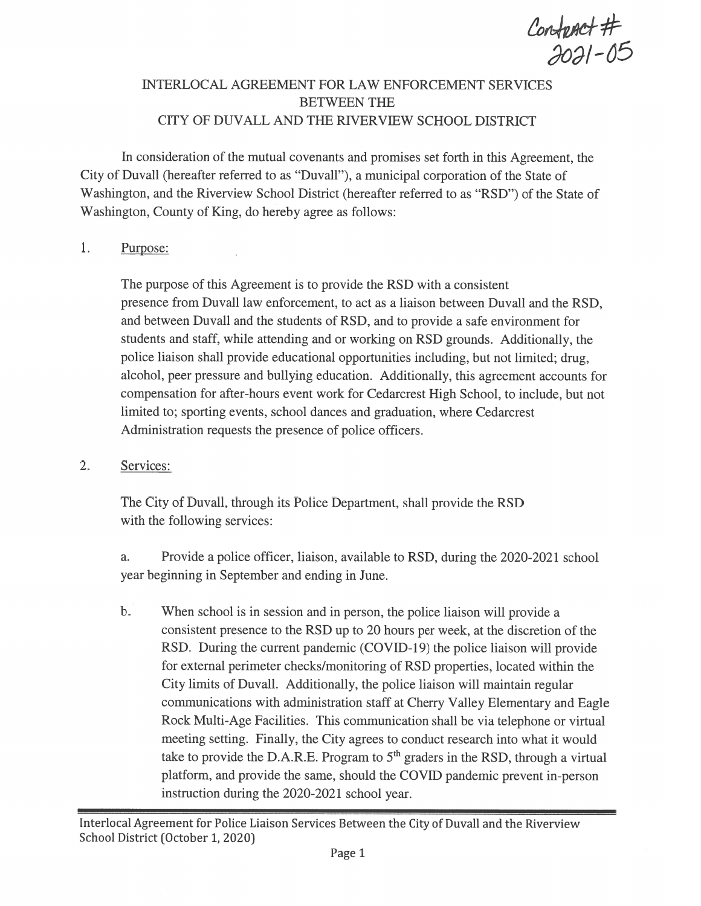Contract # 2021-05

# INTERLOCAL AGREEMENT FOR LAW ENFORCEMENT SERVICES BETWEEN THE CITY OF DUVALL AND THE RIVERVIEW SCHOOL DISTRICT

In consideration of the mutual covenants and promises set forth in this Agreement, the City of Duvall (hereafter referred to as "Duvall"), a municipal corporation of the State of Washington, and the Riverview School District (hereafter referred to as "RSD") of the State of Washington, County of King, do hereby agree as follows:

1. Purpose:

   The purpose of this Agreement is to provide the RSD with a consistent presence from Duvall law enforcement, to act as a liaison between Duvall and the RSD, and between Duvall and the students of RSD, and to provide a safe environment for students and staff, while attending and or working on RSD grounds. Additionally, the police liaison shall provide educational opportunities including, but not limited; drug, alcohol, peer pressure and bullying education. Additionally, this agreement accounts for compensation for after-hours event work for Cedarcrest High School, to include, but not limited to; sporting events, school dances and graduation, where Cedarcrest Administration requests the presence of police officers.

2. Services:

   The City of Duvall, through its Police Department, shall provide the RSD with the following services:

   a. Provide a police officer, liaison, available to RSD, during the 2020-2021 school year beginning in September and ending in June.

   b. When school is in session and in person, the police liaison will provide a consistent presence to the RSD up to 20 hours per week, at the discretion of the RSD. During the current pandemic (COVID-19) the police liaison will provide for external perimeter checks/monitoring of RSD properties, located within the City limits of Duvall. Additionally, the police liaison will maintain regular communications with administration staff at Cherry Valley Elementary and Eagle Rock Multi-Age Facilities. This communication shall be via telephone or virtual meeting setting. Finally, the City agrees to conduct research into what it would take to provide the D.A.R.E. Program to 5th graders in the RSD, through a virtual platform, and provide the same, should the COVID pandemic prevent in-person instruction during the 2020-2021 school year.

Interlocal Agreement for Police Liaison Services Between the City of Duvall and the Riverview School District (October 1, 2020)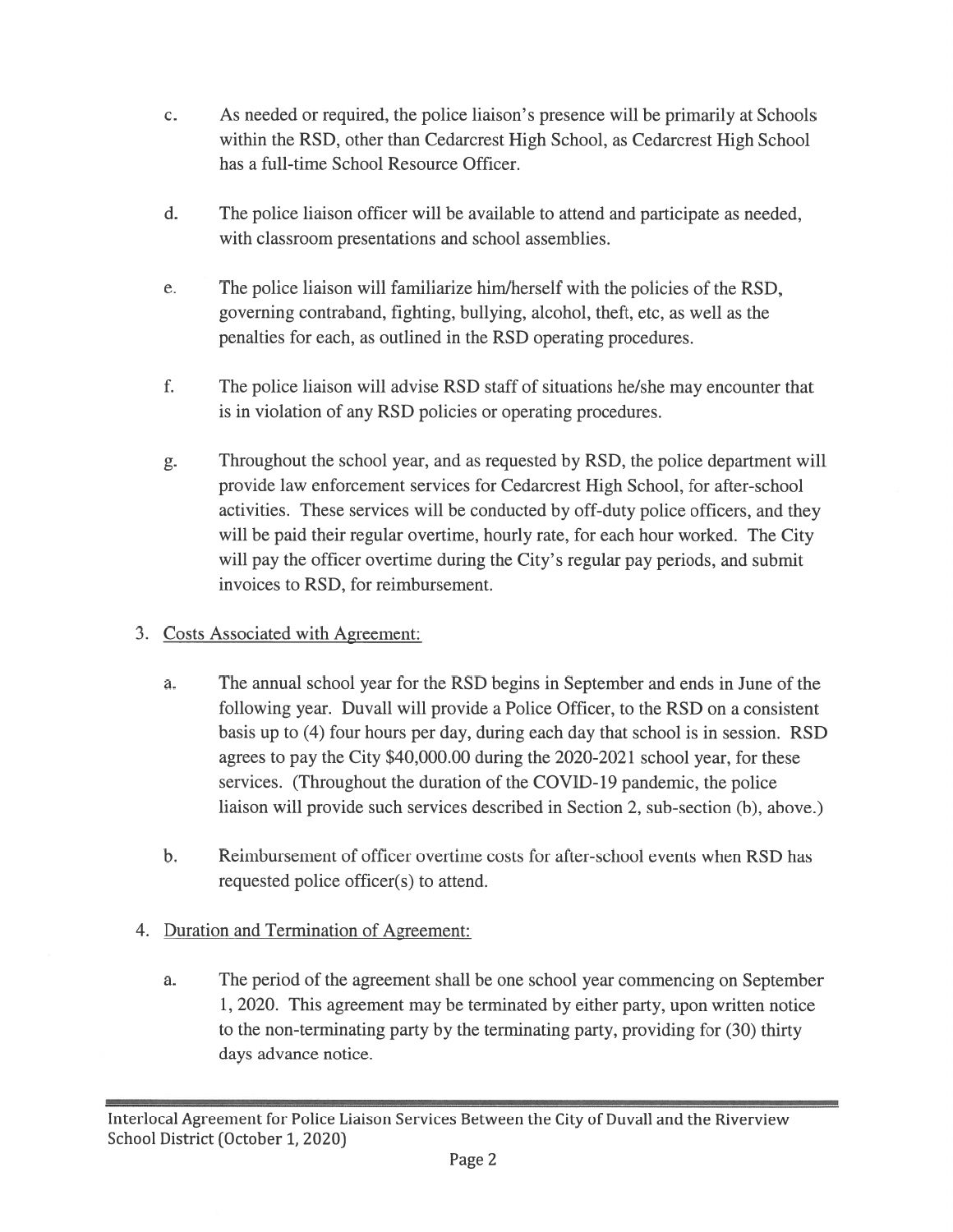c. As needed or required, the police liaison's presence will be primarily at Schools within the RSD, other than Cedarcrest High School, as Cedarcrest High School has a full-time School Resource Officer.

d. The police liaison officer will be available to attend and participate as needed, with classroom presentations and school assemblies.

e. The police liaison will familiarize him/herself with the policies of the RSD, governing contraband, fighting, bullying, alcohol, theft, etc, as well as the penalties for each, as outlined in the RSD operating procedures.

f. The police liaison will advise RSD staff of situations he/she may encounter that is in violation of any RSD policies or operating procedures.

g. Throughout the school year, and as requested by RSD, the police department will provide law enforcement services for Cedarcrest High School, for after-school activities. These services will be conducted by off-duty police officers, and they will be paid their regular overtime, hourly rate, for each hour worked. The City will pay the officer overtime during the City's regular pay periods, and submit invoices to RSD, for reimbursement.

3. <u>Costs Associated with Agreement:</u>

a. The annual school year for the RSD begins in September and ends in June of the following year. Duvall will provide a Police Officer, to the RSD on a consistent basis up to (4) four hours per day, during each day that school is in session. RSD agrees to pay the City $40,000.00 during the 2020-2021 school year, for these services. (Throughout the duration of the COVID-19 pandemic, the police liaison will provide such services described in Section 2, sub-section (b), above.)

b. Reimbursement of officer overtime costs for after-school events when RSD has requested police officer(s) to attend.

4. <u>Duration and Termination of Agreement:</u>

a. The period of the agreement shall be one school year commencing on September 1, 2020. This agreement may be terminated by either party, upon written notice to the non-terminating party by the terminating party, providing for (30) thirty days advance notice.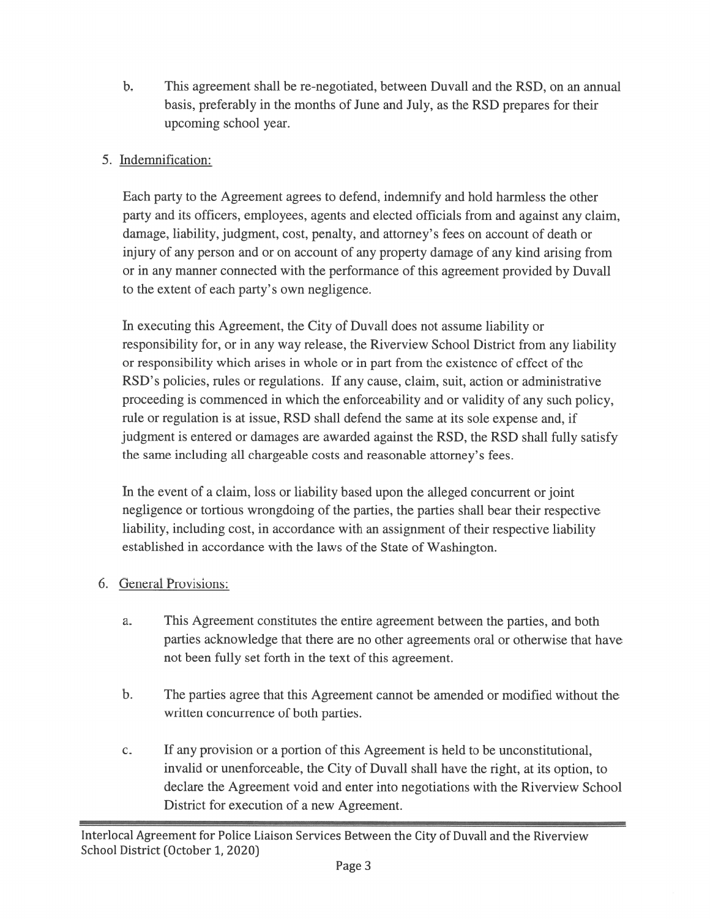b. This agreement shall be re-negotiated, between Duvall and the RSD, on an annual basis, preferably in the months of June and July, as the RSD prepares for their upcoming school year.

5. Indemnification:

Each party to the Agreement agrees to defend, indemnify and hold harmless the other party and its officers, employees, agents and elected officials from and against any claim, damage, liability, judgment, cost, penalty, and attorney's fees on account of death or injury of any person and or on account of any property damage of any kind arising from or in any manner connected with the performance of this agreement provided by Duvall to the extent of each party's own negligence.

In executing this Agreement, the City of Duvall does not assume liability or responsibility for, or in any way release, the Riverview School District from any liability or responsibility which arises in whole or in part from the existence of effect of the RSD's policies, rules or regulations. If any cause, claim, suit, action or administrative proceeding is commenced in which the enforceability and or validity of any such policy, rule or regulation is at issue, RSD shall defend the same at its sole expense and, if judgment is entered or damages are awarded against the RSD, the RSD shall fully satisfy the same including all chargeable costs and reasonable attorney's fees.

In the event of a claim, loss or liability based upon the alleged concurrent or joint negligence or tortious wrongdoing of the parties, the parties shall bear their respective liability, including cost, in accordance with an assignment of their respective liability established in accordance with the laws of the State of Washington.

6. General Provisions:

a. This Agreement constitutes the entire agreement between the parties, and both parties acknowledge that there are no other agreements oral or otherwise that have not been fully set forth in the text of this agreement.

b. The parties agree that this Agreement cannot be amended or modified without the written concurrence of both parties.

c. If any provision or a portion of this Agreement is held to be unconstitutional, invalid or unenforceable, the City of Duvall shall have the right, at its option, to declare the Agreement void and enter into negotiations with the Riverview School District for execution of a new Agreement.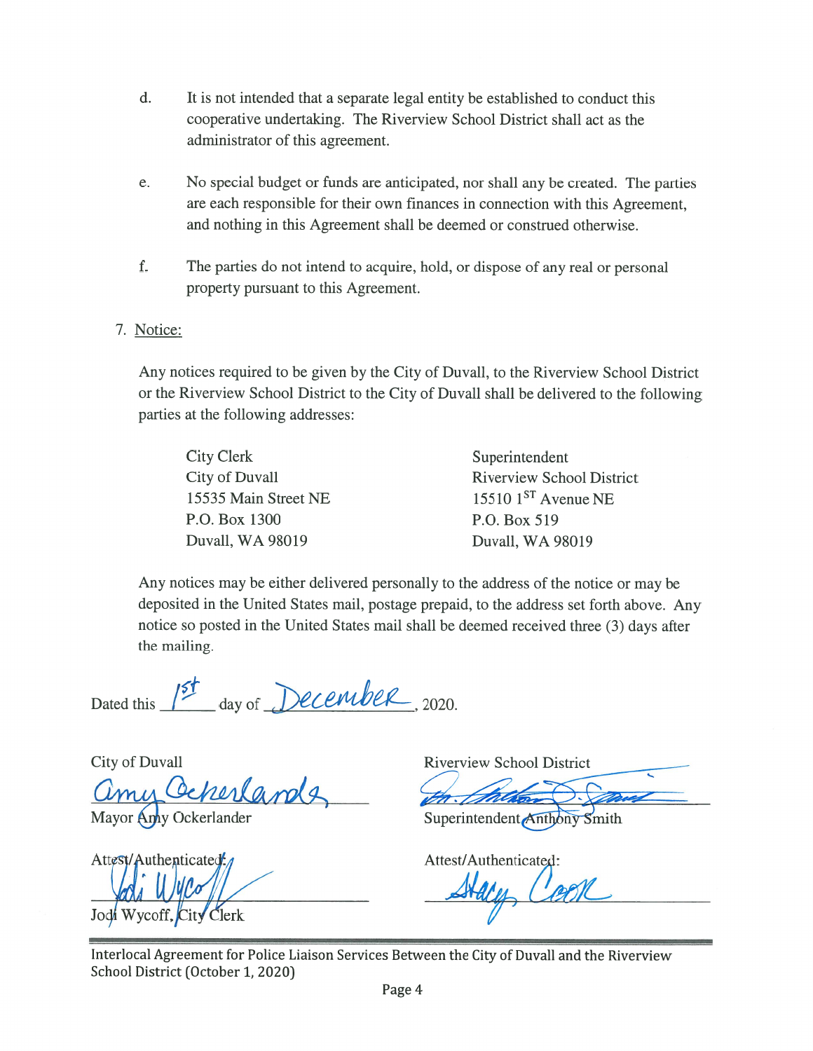d. It is not intended that a separate legal entity be established to conduct this cooperative undertaking. The Riverview School District shall act as the administrator of this agreement.

e. No special budget or funds are anticipated, nor shall any be created. The parties are each responsible for their own finances in connection with this Agreement, and nothing in this Agreement shall be deemed or construed otherwise.

f. The parties do not intend to acquire, hold, or dispose of any real or personal property pursuant to this Agreement.

7. Notice:

Any notices required to be given by the City of Duvall, to the Riverview School District or the Riverview School District to the City of Duvall shall be delivered to the following parties at the following addresses:

City Clerk
City of Duvall
15535 Main Street NE
P.O. Box 1300
Duvall, WA 98019

Superintendent
Riverview School District
15510 1ST Avenue NE
P.O. Box 519
Duvall, WA 98019

Any notices may be either delivered personally to the address of the notice or may be deposited in the United States mail, postage prepaid, to the address set forth above. Any notice so posted in the United States mail shall be deemed received three (3) days after the mailing.

Dated this 1st day of December, 2020.

City of Duvall

Amy Ockerlander

Mayor Amy Ockerlander

Attest/Authenticated:

Jodi Wycoff

Jodi Wycoff, City Clerk

Riverview School District

Anthony Smith

Superintendent Anthony Smith

Attest/Authenticated:

Stacy Cook

Interlocal Agreement for Police Liaison Services Between the City of Duvall and the Riverview School District (October 1, 2020)